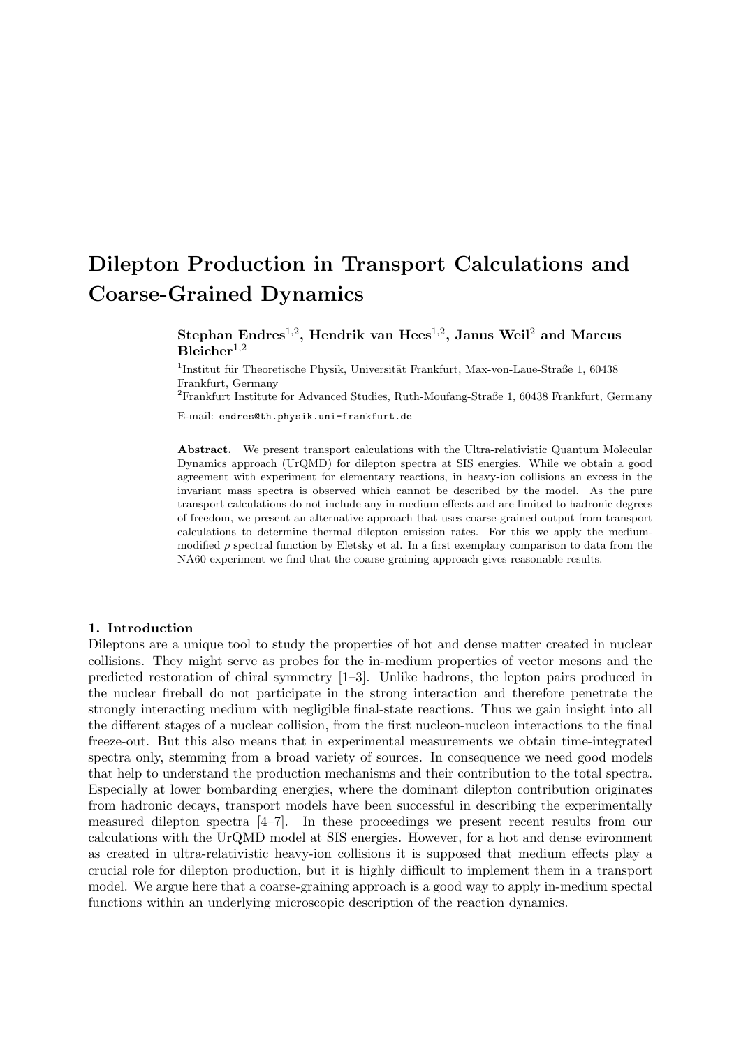# Dilepton Production in Transport Calculations and Coarse-Grained Dynamics

**Stephan Endres[1,2], Hendrik van Hees[1,2], Janus Weil[2] and Marcus Bleicher[1,2]**

[1]Institut für Theoretische Physik, Universität Frankfurt, Max-von-Laue-Straße 1, 60438 Frankfurt, Germany

[2]Frankfurt Institute for Advanced Studies, Ruth-Moufang-Straße 1, 60438 Frankfurt, Germany

E-mail: `endres@th.physik.uni-frankfurt.de`

**Abstract.** We present transport calculations with the Ultra-relativistic Quantum Molecular Dynamics approach (UrQMD) for dilepton spectra at SIS energies. While we obtain a good agreement with experiment for elementary reactions, in heavy-ion collisions an excess in the invariant mass spectra is observed which cannot be described by the model. As the pure transport calculations do not include any in-medium effects and are limited to hadronic degrees of freedom, we present an alternative approach that uses coarse-grained output from transport calculations to determine thermal dilepton emission rates. For this we apply the medium-modified $\rho$ spectral function by Eletsky et al. In a first exemplary comparison to data from the NA60 experiment we find that the coarse-graining approach gives reasonable results.

## 1. Introduction

Dileptons are a unique tool to study the properties of hot and dense matter created in nuclear collisions. They might serve as probes for the in-medium properties of vector mesons and the predicted restoration of chiral symmetry [1–3]. Unlike hadrons, the lepton pairs produced in the nuclear fireball do not participate in the strong interaction and therefore penetrate the strongly interacting medium with negligible final-state reactions. Thus we gain insight into all the different stages of a nuclear collision, from the first nucleon-nucleon interactions to the final freeze-out. But this also means that in experimental measurements we obtain time-integrated spectra only, stemming from a broad variety of sources. In consequence we need good models that help to understand the production mechanisms and their contribution to the total spectra. Especially at lower bombarding energies, where the dominant dilepton contribution originates from hadronic decays, transport models have been successful in describing the experimentally measured dilepton spectra [4–7]. In these proceedings we present recent results from our calculations with the UrQMD model at SIS energies. However, for a hot and dense evironment as created in ultra-relativistic heavy-ion collisions it is supposed that medium effects play a crucial role for dilepton production, but it is highly difficult to implement them in a transport model. We argue here that a coarse-graining approach is a good way to apply in-medium spectal functions within an underlying microscopic description of the reaction dynamics.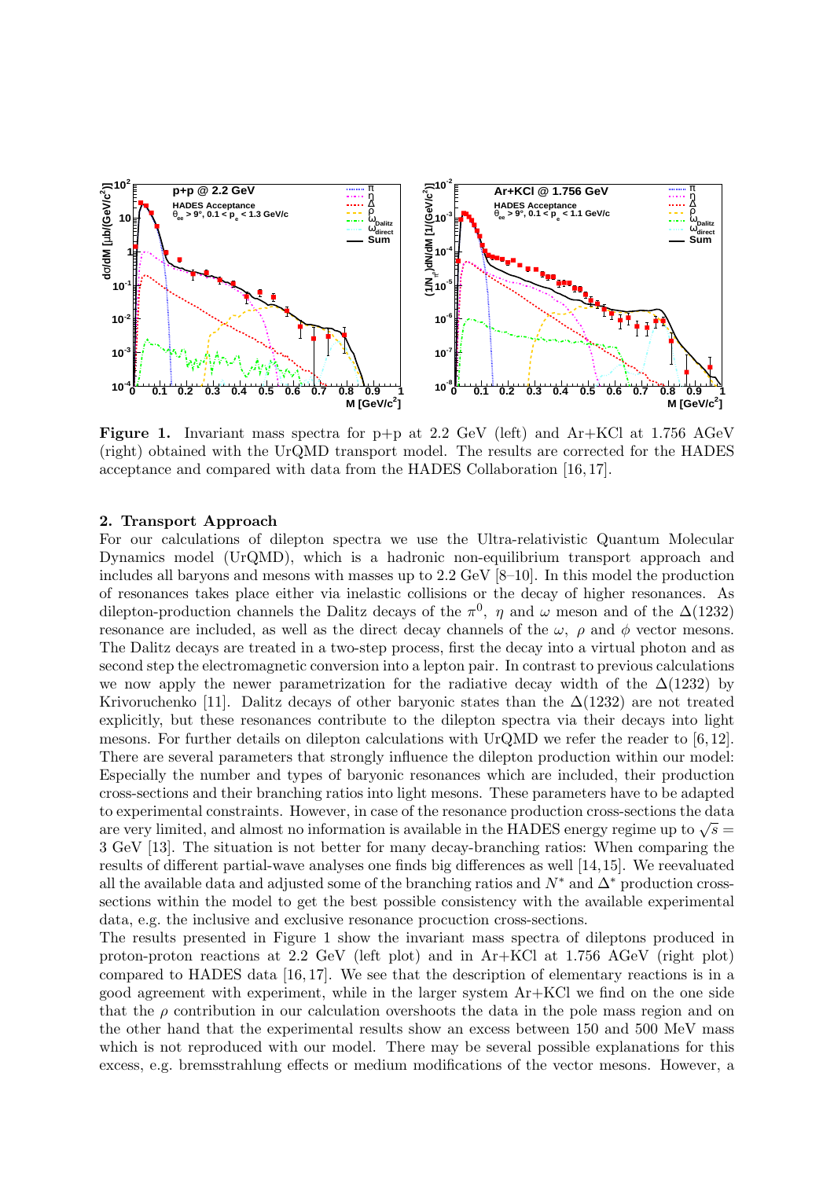**Figure 1.** Invariant mass spectra for p+p at 2.2 GeV (left) and Ar+KCl at 1.756 AGeV (right) obtained with the UrQMD transport model. The results are corrected for the HADES acceptance and compared with data from the HADES Collaboration [16, 17].

## 2. Transport Approach

For our calculations of dilepton spectra we use the Ultra-relativistic Quantum Molecular Dynamics model (UrQMD), which is a hadronic non-equilibrium transport approach and includes all baryons and mesons with masses up to 2.2 GeV [8–10]. In this model the production of resonances takes place either via inelastic collisions or the decay of higher resonances. As dilepton-production channels the Dalitz decays of the $\pi^0$, $\eta$ and $\omega$ meson and of the $\Delta(1232)$ resonance are included, as well as the direct decay channels of the $\omega$, $\rho$ and $\phi$ vector mesons. The Dalitz decays are treated in a two-step process, first the decay into a virtual photon and as second step the electromagnetic conversion into a lepton pair. In contrast to previous calculations we now apply the newer parametrization for the radiative decay width of the $\Delta(1232)$ by Krivoruchenko [11]. Dalitz decays of other baryonic states than the $\Delta(1232)$ are not treated explicitly, but these resonances contribute to the dilepton spectra via their decays into light mesons. For further details on dilepton calculations with UrQMD we refer the reader to [6, 12].

There are several parameters that strongly influence the dilepton production within our model: Especially the number and types of baryonic resonances which are included, their production cross-sections and their branching ratios into light mesons. These parameters have to be adapted to experimental constraints. However, in case of the resonance production cross-sections the data are very limited, and almost no information is available in the HADES energy regime up to $\sqrt{s} = 3$ GeV [13]. The situation is not better for many decay-branching ratios: When comparing the results of different partial-wave analyses one finds big differences as well [14, 15]. We reevaluated all the available data and adjusted some of the branching ratios and $N^*$ and $\Delta^*$ production cross-sections within the model to get the best possible consistency with the available experimental data, e.g. the inclusive and exclusive resonance procuction cross-sections.

The results presented in Figure 1 show the invariant mass spectra of dileptons produced in proton-proton reactions at 2.2 GeV (left plot) and in Ar+KCl at 1.756 AGeV (right plot) compared to HADES data [16, 17]. We see that the description of elementary reactions is in a good agreement with experiment, while in the larger system Ar+KCl we find on the one side that the $\rho$ contribution in our calculation overshoots the data in the pole mass region and on the other hand that the experimental results show an excess between 150 and 500 MeV mass which is not reproduced with our model. There may be several possible explanations for this excess, e.g. bremsstrahlung effects or medium modifications of the vector mesons. However, a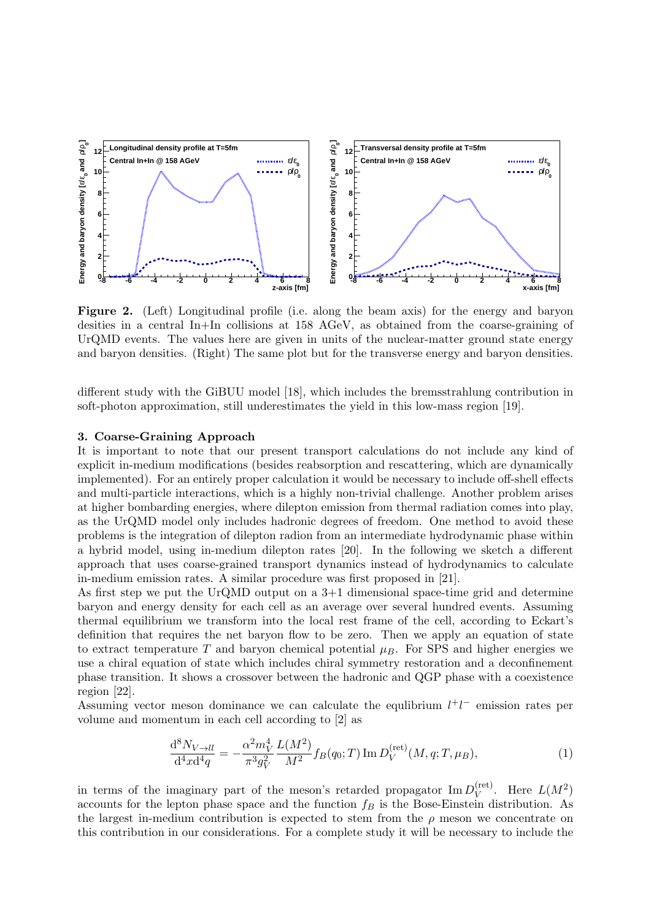**Figure 2.** (Left) Longitudinal profile (i.e. along the beam axis) for the energy and baryon desities in a central In+In collisions at 158 AGeV, as obtained from the coarse-graining of UrQMD events. The values here are given in units of the nuclear-matter ground state energy and baryon densities. (Right) The same plot but for the transverse energy and baryon densities.

different study with the GiBUU model [18], which includes the bremsstrahlung contribution in soft-photon approximation, still underestimates the yield in this low-mass region [19].

### 3. Coarse-Graining Approach

It is important to note that our present transport calculations do not include any kind of explicit in-medium modifications (besides reabsorption and rescattering, which are dynamically implemented). For an entirely proper calculation it would be necessary to include off-shell effects and multi-particle interactions, which is a highly non-trivial challenge. Another problem arises at higher bombarding energies, where dilepton emission from thermal radiation comes into play, as the UrQMD model only includes hadronic degrees of freedom. One method to avoid these problems is the integration of dilepton radion from an intermediate hydrodynamic phase within a hybrid model, using in-medium dilepton rates [20]. In the following we sketch a different approach that uses coarse-grained transport dynamics instead of hydrodynamics to calculate in-medium emission rates. A similar procedure was first proposed in [21].

As first step we put the UrQMD output on a 3+1 dimensional space-time grid and determine baryon and energy density for each cell as an average over several hundred events. Assuming thermal equilibrium we transform into the local rest frame of the cell, according to Eckart's definition that requires the net baryon flow to be zero. Then we apply an equation of state to extract temperature $T$ and baryon chemical potential $\mu_B$. For SPS and higher energies we use a chiral equation of state which includes chiral symmetry restoration and a deconfinement phase transition. It shows a crossover between the hadronic and QGP phase with a coexistence region [22].

Assuming vector meson dominance we can calculate the equilibrium $l^+l^-$ emission rates per volume and momentum in each cell according to [2] as

$$\frac{\mathrm{d}^8 N_{V\to ll}}{\mathrm{d}^4x\mathrm{d}^4q} = -\frac{\alpha^2 m_V^4}{\pi^3 g_V^2}\frac{L(M^2)}{M^2} f_B(q_0;T)\,\mathrm{Im}\,D_V^{(\mathrm{ret})}(M,q;T,\mu_B), \tag{1}$$

in terms of the imaginary part of the meson's retarded propagator $\mathrm{Im}\,D_V^{(\mathrm{ret})}$. Here $L(M^2)$ accounts for the lepton phase space and the function $f_B$ is the Bose-Einstein distribution. As the largest in-medium contribution is expected to stem from the $\rho$ meson we concentrate on this contribution in our considerations. For a complete study it will be necessary to include the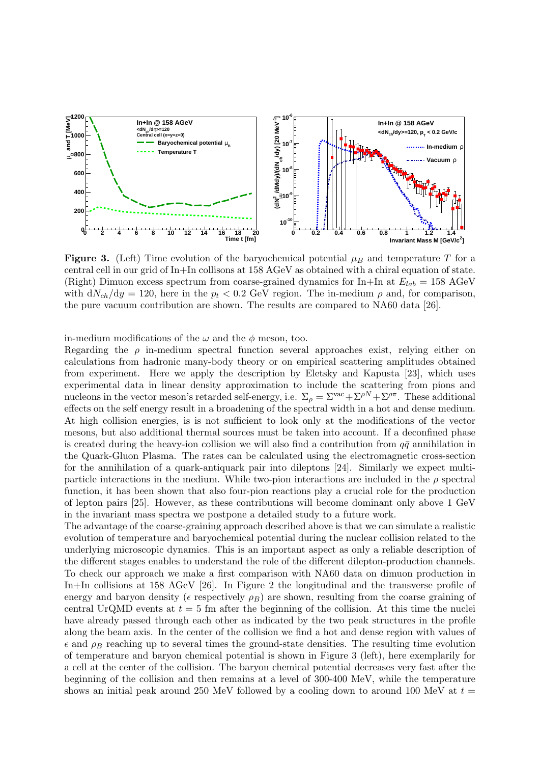**Figure 3.** (Left) Time evolution of the baryochemical potential $\mu_B$ and temperature $T$ for a central cell in our grid of In+In collisons at 158 AGeV as obtained with a chiral equation of state. (Right) Dimuon excess spectrum from coarse-grained dynamics for In+In at $E_{lab} = 158$ AGeV with $\mathrm{d}N_{ch}/\mathrm{d}y = 120$, here in the $p_t < 0.2$ GeV region. The in-medium $\rho$ and, for comparison, the pure vacuum contribution are shown. The results are compared to NA60 data [26].

in-medium modifications of the $\omega$ and the $\phi$ meson, too.

Regarding the $\rho$ in-medium spectral function several approaches exist, relying either on calculations from hadronic many-body theory or on empirical scattering amplitudes obtained from experiment. Here we apply the description by Eletsky and Kapusta [23], which uses experimental data in linear density approximation to include the scattering from pions and nucleons in the vector meson's retarded self-energy, i.e. $\Sigma_\rho = \Sigma^{\rm vac} + \Sigma^{\rho N} + \Sigma^{\rho\pi}$. These additional effects on the self energy result in a broadening of the spectral width in a hot and dense medium. At high collision energies, is is not sufficient to look only at the modifications of the vector mesons, but also additional thermal sources must be taken into account. If a deconfined phase is created during the heavy-ion collision we will also find a contribution from $q\bar{q}$ annihilation in the Quark-Gluon Plasma. The rates can be calculated using the electromagnetic cross-section for the annihilation of a quark-antiquark pair into dileptons [24]. Similarly we expect multi-particle interactions in the medium. While two-pion interactions are included in the $\rho$ spectral function, it has been shown that also four-pion reactions play a crucial role for the production of lepton pairs [25]. However, as these contributions will become dominant only above 1 GeV in the invariant mass spectra we postpone a detailed study to a future work.

The advantage of the coarse-graining approach described above is that we can simulate a realistic evolution of temperature and baryochemical potential during the nuclear collision related to the underlying microscopic dynamics. This is an important aspect as only a reliable description of the different stages enables to understand the role of the different dilepton-production channels. To check our approach we make a first comparison with NA60 data on dimuon production in In+In collisions at 158 AGeV [26]. In Figure 2 the longitudinal and the transverse profile of energy and baryon density ($\epsilon$ respectively $\rho_B$) are shown, resulting from the coarse graining of central UrQMD events at $t = 5$ fm after the beginning of the collision. At this time the nuclei have already passed through each other as indicated by the two peak structures in the profile along the beam axis. In the center of the collision we find a hot and dense region with values of $\epsilon$ and $\rho_B$ reaching up to several times the ground-state densities. The resulting time evolution of temperature and baryon chemical potential is shown in Figure 3 (left), here exemplarily for a cell at the center of the collision. The baryon chemical potential decreases very fast after the beginning of the collision and then remains at a level of 300-400 MeV, while the temperature shows an initial peak around 250 MeV followed by a cooling down to around 100 MeV at $t =$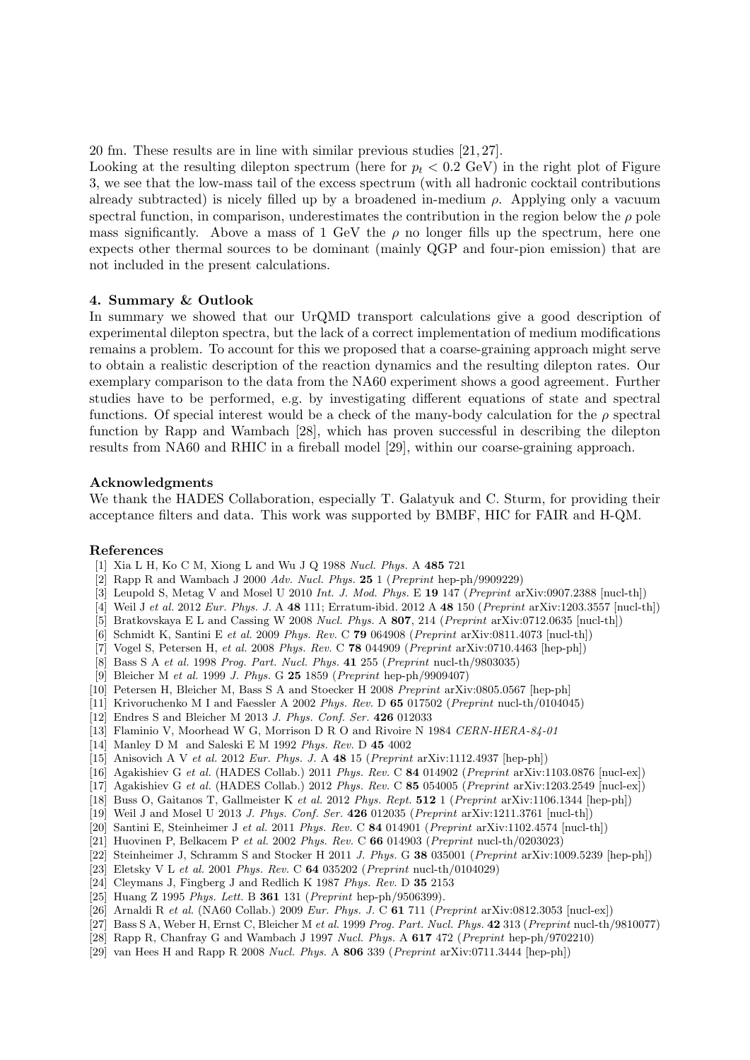20 fm. These results are in line with similar previous studies [21, 27].

Looking at the resulting dilepton spectrum (here for $p_t < 0.2$ GeV) in the right plot of Figure 3, we see that the low-mass tail of the excess spectrum (with all hadronic cocktail contributions already subtracted) is nicely filled up by a broadened in-medium $\rho$. Applying only a vacuum spectral function, in comparison, underestimates the contribution in the region below the $\rho$ pole mass significantly. Above a mass of 1 GeV the $\rho$ no longer fills up the spectrum, here one expects other thermal sources to be dominant (mainly QGP and four-pion emission) that are not included in the present calculations.

## 4. Summary & Outlook

In summary we showed that our UrQMD transport calculations give a good description of experimental dilepton spectra, but the lack of a correct implementation of medium modifications remains a problem. To account for this we proposed that a coarse-graining approach might serve to obtain a realistic description of the reaction dynamics and the resulting dilepton rates. Our exemplary comparison to the data from the NA60 experiment shows a good agreement. Further studies have to be performed, e.g. by investigating different equations of state and spectral functions. Of special interest would be a check of the many-body calculation for the $\rho$ spectral function by Rapp and Wambach [28], which has proven successful in describing the dilepton results from NA60 and RHIC in a fireball model [29], within our coarse-graining approach.

## Acknowledgments

We thank the HADES Collaboration, especially T. Galatyuk and C. Sturm, for providing their acceptance filters and data. This work was supported by BMBF, HIC for FAIR and H-QM.

## References

[1] Xia L H, Ko C M, Xiong L and Wu J Q 1988 *Nucl. Phys.* A **485** 721

[2] Rapp R and Wambach J 2000 *Adv. Nucl. Phys.* **25** 1 (*Preprint* hep-ph/9909229)

[3] Leupold S, Metag V and Mosel U 2010 *Int. J. Mod. Phys.* E **19** 147 (*Preprint* arXiv:0907.2388 [nucl-th])

[4] Weil J *et al.* 2012 *Eur. Phys. J.* A **48** 111; Erratum-ibid. 2012 A **48** 150 (*Preprint* arXiv:1203.3557 [nucl-th])

[5] Bratkovskaya E L and Cassing W 2008 *Nucl. Phys.* A **807**, 214 (*Preprint* arXiv:0712.0635 [nucl-th])

[6] Schmidt K, Santini E *et al.* 2009 *Phys. Rev.* C **79** 064908 (*Preprint* arXiv:0811.4073 [nucl-th])

[7] Vogel S, Petersen H, *et al.* 2008 *Phys. Rev.* C **78** 044909 (*Preprint* arXiv:0710.4463 [hep-ph])

[8] Bass S A *et al.* 1998 *Prog. Part. Nucl. Phys.* **41** 255 (*Preprint* nucl-th/9803035)

[9] Bleicher M *et al.* 1999 *J. Phys.* G **25** 1859 (*Preprint* hep-ph/9909407)

[10] Petersen H, Bleicher M, Bass S A and Stoecker H 2008 *Preprint* arXiv:0805.0567 [hep-ph]

[11] Krivoruchenko M I and Faessler A 2002 *Phys. Rev.* D **65** 017502 (*Preprint* nucl-th/0104045)

[12] Endres S and Bleicher M 2013 *J. Phys. Conf. Ser.* **426** 012033

[13] Flaminio V, Moorhead W G, Morrison D R O and Rivoire N 1984 *CERN-HERA-84-01*

[14] Manley D M and Saleski E M 1992 *Phys. Rev.* D **45** 4002

[15] Anisovich A V *et al.* 2012 *Eur. Phys. J.* A **48** 15 (*Preprint* arXiv:1112.4937 [hep-ph])

[16] Agakishiev G *et al.* (HADES Collab.) 2011 *Phys. Rev.* C **84** 014902 (*Preprint* arXiv:1103.0876 [nucl-ex])

[17] Agakishiev G *et al.* (HADES Collab.) 2012 *Phys. Rev.* C **85** 054005 (*Preprint* arXiv:1203.2549 [nucl-ex])

[18] Buss O, Gaitanos T, Gallmeister K *et al.* 2012 *Phys. Rept.* **512** 1 (*Preprint* arXiv:1106.1344 [hep-ph])

[19] Weil J and Mosel U 2013 *J. Phys. Conf. Ser.* **426** 012035 (*Preprint* arXiv:1211.3761 [nucl-th])

[20] Santini E, Steinheimer J *et al.* 2011 *Phys. Rev.* C **84** 014901 (*Preprint* arXiv:1102.4574 [nucl-th])

[21] Huovinen P, Belkacem P *et al.* 2002 *Phys. Rev.* C **66** 014903 (*Preprint* nucl-th/0203023)

[22] Steinheimer J, Schramm S and Stocker H 2011 *J. Phys.* G **38** 035001 (*Preprint* arXiv:1009.5239 [hep-ph])

[23] Eletsky V L *et al.* 2001 *Phys. Rev.* C **64** 035202 (*Preprint* nucl-th/0104029)

[24] Cleymans J, Fingberg J and Redlich K 1987 *Phys. Rev.* D **35** 2153

[25] Huang Z 1995 *Phys. Lett.* B **361** 131 (*Preprint* hep-ph/9506399).

[26] Arnaldi R *et al.* (NA60 Collab.) 2009 *Eur. Phys. J.* C **61** 711 (*Preprint* arXiv:0812.3053 [nucl-ex])

[27] Bass S A, Weber H, Ernst C, Bleicher M *et al.* 1999 *Prog. Part. Nucl. Phys.* **42** 313 (*Preprint* nucl-th/9810077)

[28] Rapp R, Chanfray G and Wambach J 1997 *Nucl. Phys.* A **617** 472 (*Preprint* hep-ph/9702210)

[29] van Hees H and Rapp R 2008 *Nucl. Phys.* A **806** 339 (*Preprint* arXiv:0711.3444 [hep-ph])